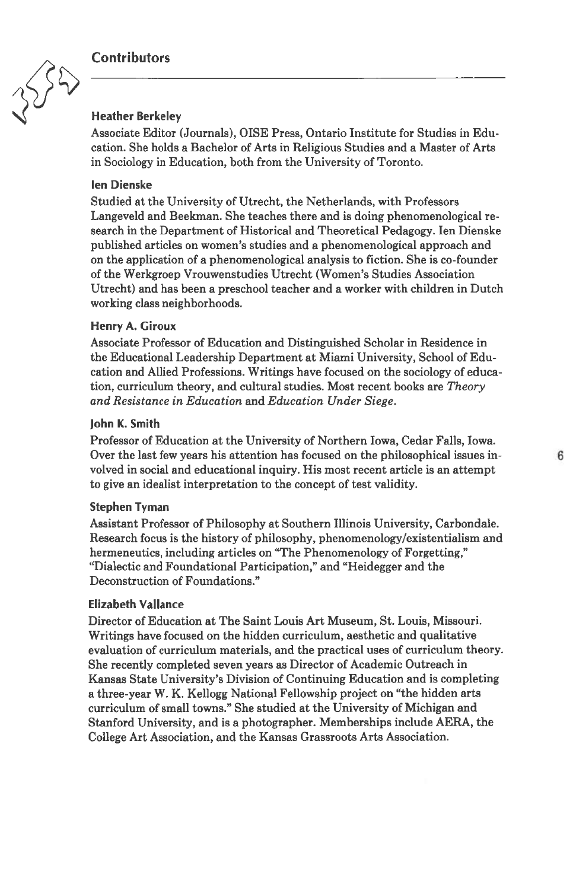## Contributors

### Heather Berkeley

Associate Editor (Journals), OISE Press, Ontario Institute for Studies in Education. She holds a Bachelor of Arts in Religious Studies and a Master of Arts in Sociology in Education, both from the University of Toronto.

### Ien Dienske

Studied at the University of Utrecht, the Netherlands, with Professors Langeveld and Beekman. She teaches there and is doing phenomenological research in the Department of Historical and Theoretical Pedagogy. Ien Dienske published articles on women's studies and a phenomenological approach and on the application of a phenomenological analysis to fiction. She is co-founder of the Werkgroep Vrouwenstudies Utrecht (Women's Studies Association Utrecht) and has been a preschool teacher and a worker with children in Dutch working class neighborhoods.

### Henry A. Giroux

Associate Professor of Education and Distinguished Scholar in Residence in the Educational Leadership Department at Miami University, School of Education and Allied Professions. Writings have focused on the sociology of education, curriculum theory, and cultural studies. Most recent books are *Theory and Resistance in Education* and *Education Under Siege*.

### John K. Smith

Professor of Education at the University of Northern Iowa, Cedar Falls, Iowa. Over the last few years his attention has focused on the philosophical issues involved in social and educational inquiry. His most recent article is an attempt to give an idealist interpretation to the concept of test validity.

### Stephen Tyman

Assistant Professor of Philosophy at Southern Illinois University, Carbondale. Research focus is the history of philosophy, phenomenology/existentialism and hermeneutics, including articles on "The Phenomenology of Forgetting," "Dialectic and Foundational Participation," and "Heidegger and the Deconstruction of Foundations."

### Elizabeth Vallance

Director of Education at The Saint Louis Art Museum, St. Louis, Missouri. Writings have focused on the hidden curriculum, aesthetic and qualitative evaluation of curriculum materials, and the practical uses of curriculum theory. She recently completed seven years as Director of Academic Outreach in Kansas State University's Division of Continuing Education and is completing a three-year W. K. Kellogg National Fellowship project on "the hidden arts curriculum of small towns." She studied at the University of Michigan and Stanford University, and is a photographer. Memberships include AERA, the College Art Association, and the Kansas Grassroots Arts Association.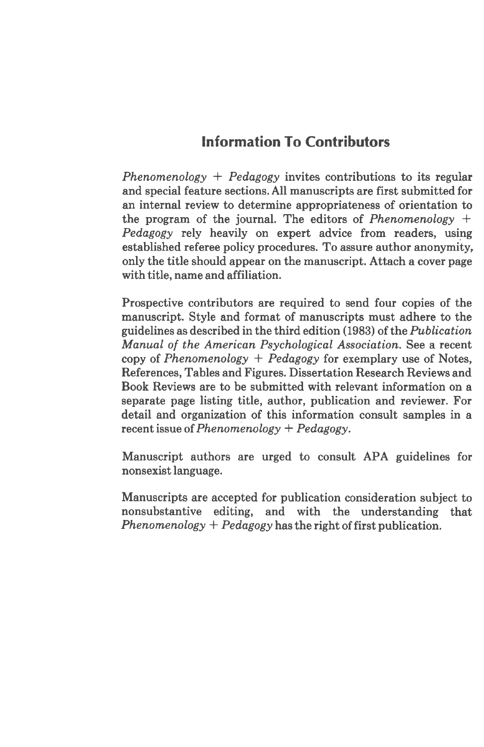## Information To Contributors

*Phenomenology + Pedagogy* invites contributions to its regular and special feature sections. All manuscripts are first submitted for an internal review to determine appropriateness of orientation to the program of the journal. The editors of *Phenomenology + Pedagogy* rely heavily on expert advice from readers, using established referee policy procedures. To assure author anonymity, only the title should appear on the manuscript. Attach a cover page with title, name and affiliation.

Prospective contributors are required to send four copies of the manuscript. Style and format of manuscripts must adhere to the guidelines as described in the third edition (1983) of the *Publication Manual of the American Psychological Association*. See a recent copy of *Phenomenology + Pedagogy* for exemplary use of Notes, References, Tables and Figures. Dissertation Research Reviews and Book Reviews are to be submitted with relevant information on a separate page listing title, author, publication and reviewer. For detail and organization of this information consult samples in a recent issue of *Phenomenology + Pedagogy*.

Manuscript authors are urged to consult APA guidelines for nonsexist language.

Manuscripts are accepted for publication consideration subject to nonsubstantive editing, and with the understanding that *Phenomenology + Pedagogy* has the right of first publication.